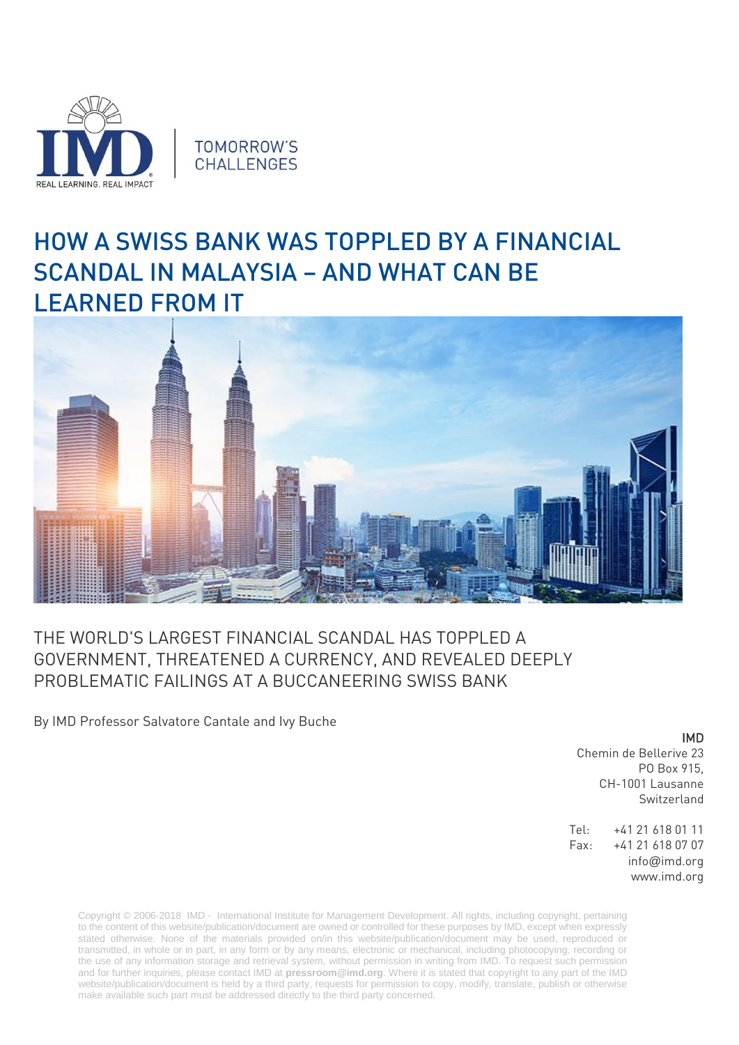TOMORROW'S CHALLENGES

# HOW A SWISS BANK WAS TOPPLED BY A FINANCIAL SCANDAL IN MALAYSIA – AND WHAT CAN BE LEARNED FROM IT

## THE WORLD'S LARGEST FINANCIAL SCANDAL HAS TOPPLED A GOVERNMENT, THREATENED A CURRENCY, AND REVEALED DEEPLY PROBLEMATIC FAILINGS AT A BUCCANEERING SWISS BANK

By IMD Professor Salvatore Cantale and Ivy Buche

**IMD**
Chemin de Bellerive 23
PO Box 915,
CH-1001 Lausanne
Switzerland

Tel: +41 21 618 01 11
Fax: +41 21 618 07 07
info@imd.org
www.imd.org

Copyright © 2006-2018 IMD - International Institute for Management Development. All rights, including copyright, pertaining to the content of this website/publication/document are owned or controlled for these purposes by IMD, except when expressly stated otherwise. None of the materials provided on/in this website/publication/document may be used, reproduced or transmitted, in whole or in part, in any form or by any means, electronic or mechanical, including photocopying, recording or the use of any information storage and retrieval system, without permission in writing from IMD. To request such permission and for further inquiries, please contact IMD at **pressroom@imd.org**. Where it is stated that copyright to any part of the IMD website/publication/document is held by a third party, requests for permission to copy, modify, translate, publish or otherwise make available such part must be addressed directly to the third party concerned.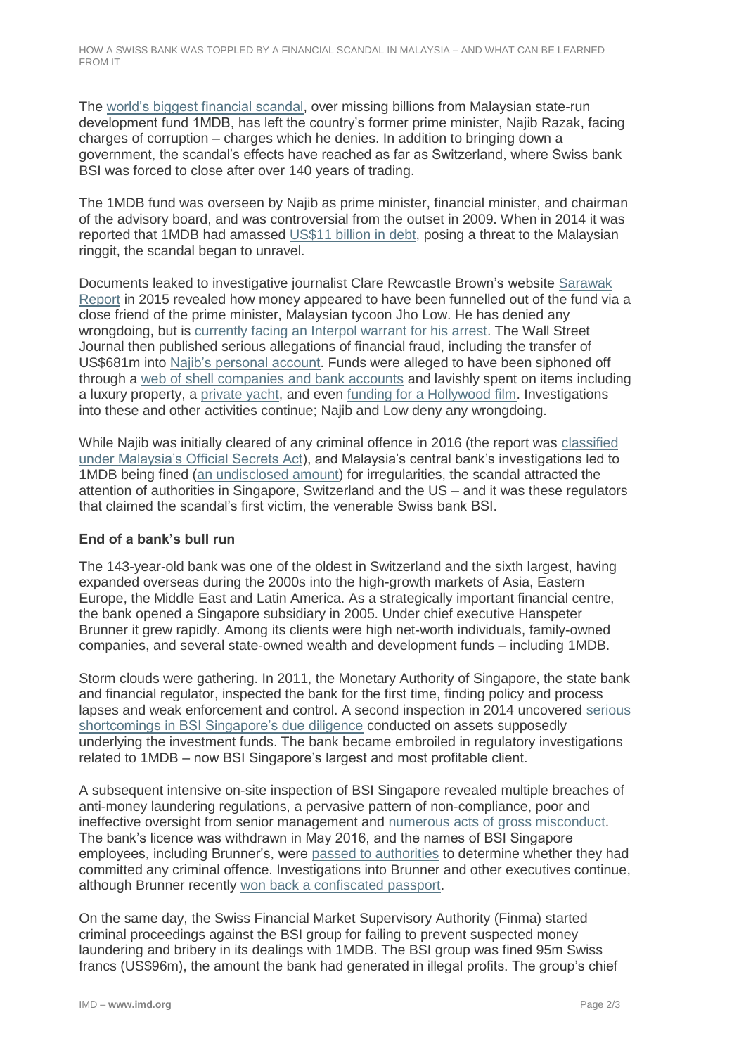The world's biggest financial scandal, over missing billions from Malaysian state-run development fund 1MDB, has left the country's former prime minister, Najib Razak, facing charges of corruption – charges which he denies. In addition to bringing down a government, the scandal's effects have reached as far as Switzerland, where Swiss bank BSI was forced to close after over 140 years of trading.

The 1MDB fund was overseen by Najib as prime minister, financial minister, and chairman of the advisory board, and was controversial from the outset in 2009. When in 2014 it was reported that 1MDB had amassed US$11 billion in debt, posing a threat to the Malaysian ringgit, the scandal began to unravel.

Documents leaked to investigative journalist Clare Rewcastle Brown's website Sarawak Report in 2015 revealed how money appeared to have been funnelled out of the fund via a close friend of the prime minister, Malaysian tycoon Jho Low. He has denied any wrongdoing, but is currently facing an Interpol warrant for his arrest. The Wall Street Journal then published serious allegations of financial fraud, including the transfer of US$681m into Najib's personal account. Funds were alleged to have been siphoned off through a web of shell companies and bank accounts and lavishly spent on items including a luxury property, a private yacht, and even funding for a Hollywood film. Investigations into these and other activities continue; Najib and Low deny any wrongdoing.

While Najib was initially cleared of any criminal offence in 2016 (the report was classified under Malaysia's Official Secrets Act), and Malaysia's central bank's investigations led to 1MDB being fined (an undisclosed amount) for irregularities, the scandal attracted the attention of authorities in Singapore, Switzerland and the US – and it was these regulators that claimed the scandal's first victim, the venerable Swiss bank BSI.

### End of a bank's bull run

The 143-year-old bank was one of the oldest in Switzerland and the sixth largest, having expanded overseas during the 2000s into the high-growth markets of Asia, Eastern Europe, the Middle East and Latin America. As a strategically important financial centre, the bank opened a Singapore subsidiary in 2005. Under chief executive Hanspeter Brunner it grew rapidly. Among its clients were high net-worth individuals, family-owned companies, and several state-owned wealth and development funds – including 1MDB.

Storm clouds were gathering. In 2011, the Monetary Authority of Singapore, the state bank and financial regulator, inspected the bank for the first time, finding policy and process lapses and weak enforcement and control. A second inspection in 2014 uncovered serious shortcomings in BSI Singapore's due diligence conducted on assets supposedly underlying the investment funds. The bank became embroiled in regulatory investigations related to 1MDB – now BSI Singapore's largest and most profitable client.

A subsequent intensive on-site inspection of BSI Singapore revealed multiple breaches of anti-money laundering regulations, a pervasive pattern of non-compliance, poor and ineffective oversight from senior management and numerous acts of gross misconduct. The bank's licence was withdrawn in May 2016, and the names of BSI Singapore employees, including Brunner's, were passed to authorities to determine whether they had committed any criminal offence. Investigations into Brunner and other executives continue, although Brunner recently won back a confiscated passport.

On the same day, the Swiss Financial Market Supervisory Authority (Finma) started criminal proceedings against the BSI group for failing to prevent suspected money laundering and bribery in its dealings with 1MDB. The BSI group was fined 95m Swiss francs (US$96m), the amount the bank had generated in illegal profits. The group's chief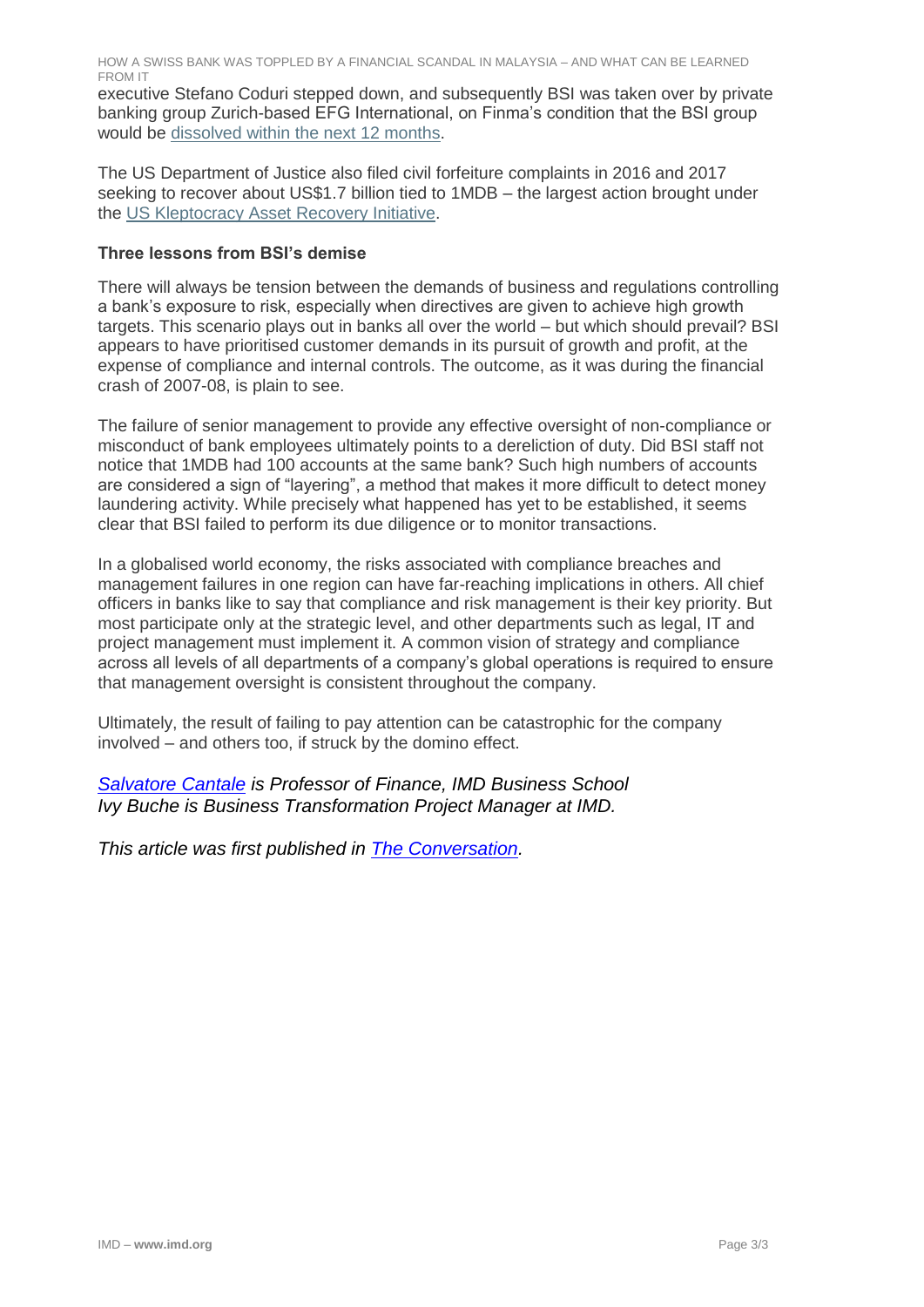executive Stefano Coduri stepped down, and subsequently BSI was taken over by private banking group Zurich-based EFG International, on Finma's condition that the BSI group would be dissolved within the next 12 months.

The US Department of Justice also filed civil forfeiture complaints in 2016 and 2017 seeking to recover about US$1.7 billion tied to 1MDB – the largest action brought under the US Kleptocracy Asset Recovery Initiative.

### Three lessons from BSI's demise

There will always be tension between the demands of business and regulations controlling a bank's exposure to risk, especially when directives are given to achieve high growth targets. This scenario plays out in banks all over the world – but which should prevail? BSI appears to have prioritised customer demands in its pursuit of growth and profit, at the expense of compliance and internal controls. The outcome, as it was during the financial crash of 2007-08, is plain to see.

The failure of senior management to provide any effective oversight of non-compliance or misconduct of bank employees ultimately points to a dereliction of duty. Did BSI staff not notice that 1MDB had 100 accounts at the same bank? Such high numbers of accounts are considered a sign of "layering", a method that makes it more difficult to detect money laundering activity. While precisely what happened has yet to be established, it seems clear that BSI failed to perform its due diligence or to monitor transactions.

In a globalised world economy, the risks associated with compliance breaches and management failures in one region can have far-reaching implications in others. All chief officers in banks like to say that compliance and risk management is their key priority. But most participate only at the strategic level, and other departments such as legal, IT and project management must implement it. A common vision of strategy and compliance across all levels of all departments of a company's global operations is required to ensure that management oversight is consistent throughout the company.

Ultimately, the result of failing to pay attention can be catastrophic for the company involved – and others too, if struck by the domino effect.

*Salvatore Cantale is Professor of Finance, IMD Business School*
*Ivy Buche is Business Transformation Project Manager at IMD.*

*This article was first published in The Conversation.*